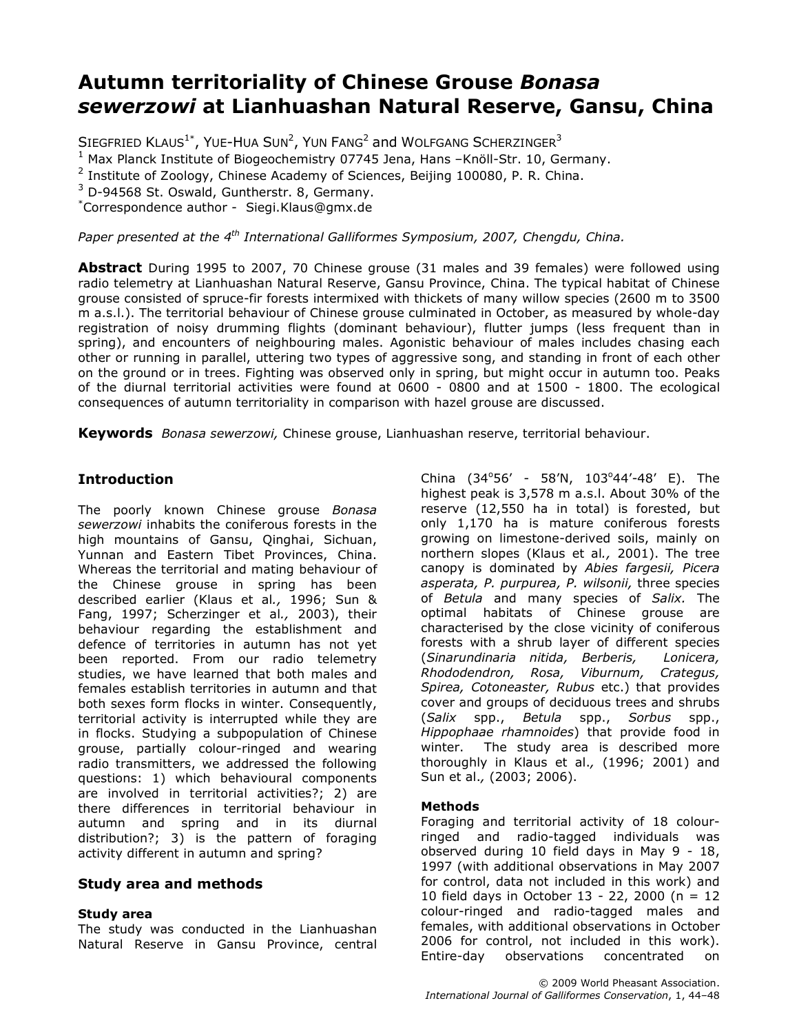# Autumn territoriality of Chinese Grouse *Bonasa sewerzowi* at Lianhuashan Natural Reserve, Gansu, China

SIEGFRIED KLAUS[1*], YUE-HUA SUN[2], YUN FANG[2] and WOLFGANG SCHERZINGER[3]

[1] Max Planck Institute of Biogeochemistry 07745 Jena, Hans –Knöll-Str. 10, Germany.
[2] Institute of Zoology, Chinese Academy of Sciences, Beijing 100080, P. R. China.
[3] D-94568 St. Oswald, Guntherstr. 8, Germany.
[*]Correspondence author - Siegi.Klaus@gmx.de

*Paper presented at the 4th International Galliformes Symposium, 2007, Chengdu, China.*

**Abstract** During 1995 to 2007, 70 Chinese grouse (31 males and 39 females) were followed using radio telemetry at Lianhuashan Natural Reserve, Gansu Province, China. The typical habitat of Chinese grouse consisted of spruce-fir forests intermixed with thickets of many willow species (2600 m to 3500 m a.s.l.). The territorial behaviour of Chinese grouse culminated in October, as measured by whole-day registration of noisy drumming flights (dominant behaviour), flutter jumps (less frequent than in spring), and encounters of neighbouring males. Agonistic behaviour of males includes chasing each other or running in parallel, uttering two types of aggressive song, and standing in front of each other on the ground or in trees. Fighting was observed only in spring, but might occur in autumn too. Peaks of the diurnal territorial activities were found at 0600 - 0800 and at 1500 - 1800. The ecological consequences of autumn territoriality in comparison with hazel grouse are discussed.

**Keywords** *Bonasa sewerzowi,* Chinese grouse, Lianhuashan reserve, territorial behaviour.

## Introduction

The poorly known Chinese grouse *Bonasa sewerzowi* inhabits the coniferous forests in the high mountains of Gansu, Qinghai, Sichuan, Yunnan and Eastern Tibet Provinces, China. Whereas the territorial and mating behaviour of the Chinese grouse in spring has been described earlier (Klaus et al*.,* 1996; Sun & Fang, 1997; Scherzinger et al*.,* 2003), their behaviour regarding the establishment and defence of territories in autumn has not yet been reported. From our radio telemetry studies, we have learned that both males and females establish territories in autumn and that both sexes form flocks in winter. Consequently, territorial activity is interrupted while they are in flocks. Studying a subpopulation of Chinese grouse, partially colour-ringed and wearing radio transmitters, we addressed the following questions: 1) which behavioural components are involved in territorial activities?; 2) are there differences in territorial behaviour in autumn and spring and in its diurnal distribution?; 3) is the pattern of foraging activity different in autumn and spring?

## Study area and methods

### Study area

The study was conducted in the Lianhuashan Natural Reserve in Gansu Province, central China (34°56' - 58'N, 103°44'-48' E). The highest peak is 3,578 m a.s.l. About 30% of the reserve (12,550 ha in total) is forested, but only 1,170 ha is mature coniferous forests growing on limestone-derived soils, mainly on northern slopes (Klaus et al*.,* 2001). The tree canopy is dominated by *Abies fargesii, Picera asperata, P. purpurea, P. wilsonii,* three species of *Betula* and many species of *Salix.* The optimal habitats of Chinese grouse are characterised by the close vicinity of coniferous forests with a shrub layer of different species (*Sinarundinaria nitida, Berberis, Lonicera, Rhododendron, Rosa, Viburnum, Crategus, Spirea, Cotoneaster, Rubus* etc.) that provides cover and groups of deciduous trees and shrubs (*Salix* spp., *Betula* spp., *Sorbus* spp., *Hippophaae rhamnoides*) that provide food in winter. The study area is described more thoroughly in Klaus et al*.,* (1996; 2001) and Sun et al*.,* (2003; 2006).

### Methods

Foraging and territorial activity of 18 colour-ringed and radio-tagged individuals was observed during 10 field days in May 9 - 18, 1997 (with additional observations in May 2007 for control, data not included in this work) and 10 field days in October 13 - 22, 2000 (n = 12 colour-ringed and radio-tagged males and females, with additional observations in October 2006 for control, not included in this work). Entire-day observations concentrated on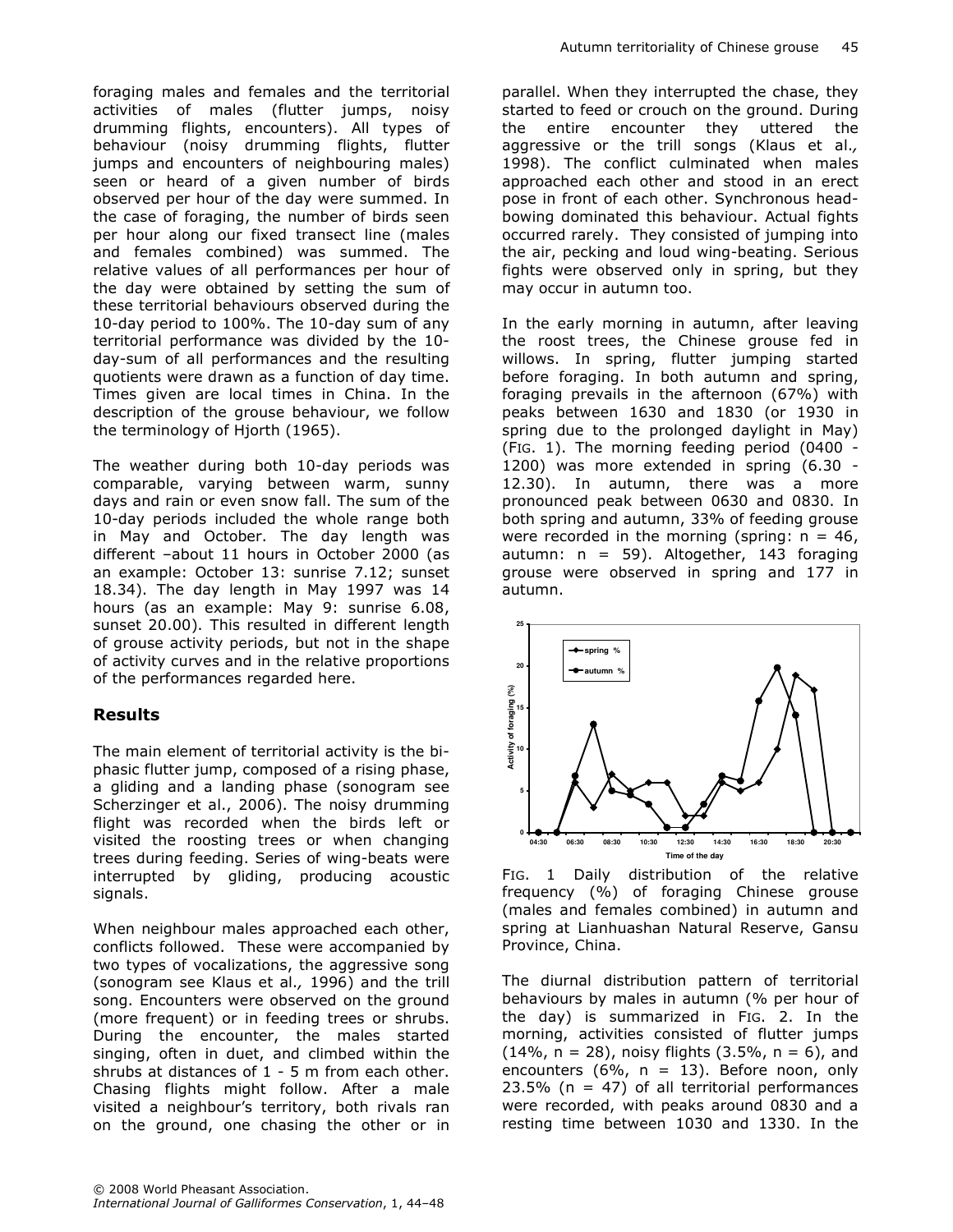foraging males and females and the territorial activities of males (flutter jumps, noisy drumming flights, encounters). All types of behaviour (noisy drumming flights, flutter jumps and encounters of neighbouring males) seen or heard of a given number of birds observed per hour of the day were summed. In the case of foraging, the number of birds seen per hour along our fixed transect line (males and females combined) was summed. The relative values of all performances per hour of the day were obtained by setting the sum of these territorial behaviours observed during the 10-day period to 100%. The 10-day sum of any territorial performance was divided by the 10-day-sum of all performances and the resulting quotients were drawn as a function of day time. Times given are local times in China. In the description of the grouse behaviour, we follow the terminology of Hjorth (1965).

The weather during both 10-day periods was comparable, varying between warm, sunny days and rain or even snow fall. The sum of the 10-day periods included the whole range both in May and October. The day length was different –about 11 hours in October 2000 (as an example: October 13: sunrise 7.12; sunset 18.34). The day length in May 1997 was 14 hours (as an example: May 9: sunrise 6.08, sunset 20.00). This resulted in different length of grouse activity periods, but not in the shape of activity curves and in the relative proportions of the performances regarded here.

## Results

The main element of territorial activity is the bi-phasic flutter jump, composed of a rising phase, a gliding and a landing phase (sonogram see Scherzinger et al., 2006). The noisy drumming flight was recorded when the birds left or visited the roosting trees or when changing trees during feeding. Series of wing-beats were interrupted by gliding, producing acoustic signals.

When neighbour males approached each other, conflicts followed. These were accompanied by two types of vocalizations, the aggressive song (sonogram see Klaus et al*.,* 1996) and the trill song. Encounters were observed on the ground (more frequent) or in feeding trees or shrubs. During the encounter, the males started singing, often in duet, and climbed within the shrubs at distances of 1 - 5 m from each other. Chasing flights might follow. After a male visited a neighbour's territory, both rivals ran on the ground, one chasing the other or in parallel. When they interrupted the chase, they started to feed or crouch on the ground. During the entire encounter they uttered the aggressive or the trill songs (Klaus et al*.,* 1998). The conflict culminated when males approached each other and stood in an erect pose in front of each other. Synchronous head-bowing dominated this behaviour. Actual fights occurred rarely. They consisted of jumping into the air, pecking and loud wing-beating. Serious fights were observed only in spring, but they may occur in autumn too.

In the early morning in autumn, after leaving the roost trees, the Chinese grouse fed in willows. In spring, flutter jumping started before foraging. In both autumn and spring, foraging prevails in the afternoon (67%) with peaks between 1630 and 1830 (or 1930 in spring due to the prolonged daylight in May) (FIG. 1). The morning feeding period (0400 - 1200) was more extended in spring (6.30 - 12.30). In autumn, there was a more pronounced peak between 0630 and 0830. In both spring and autumn, 33% of feeding grouse were recorded in the morning (spring: n = 46, autumn: n = 59). Altogether, 143 foraging grouse were observed in spring and 177 in autumn.

FIG. 1 Daily distribution of the relative frequency (%) of foraging Chinese grouse (males and females combined) in autumn and spring at Lianhuashan Natural Reserve, Gansu Province, China.

The diurnal distribution pattern of territorial behaviours by males in autumn (% per hour of the day) is summarized in FIG. 2. In the morning, activities consisted of flutter jumps (14%, n = 28), noisy flights (3.5%, n = 6), and encounters (6%, n = 13). Before noon, only 23.5% (n = 47) of all territorial performances were recorded, with peaks around 0830 and a resting time between 1030 and 1330. In the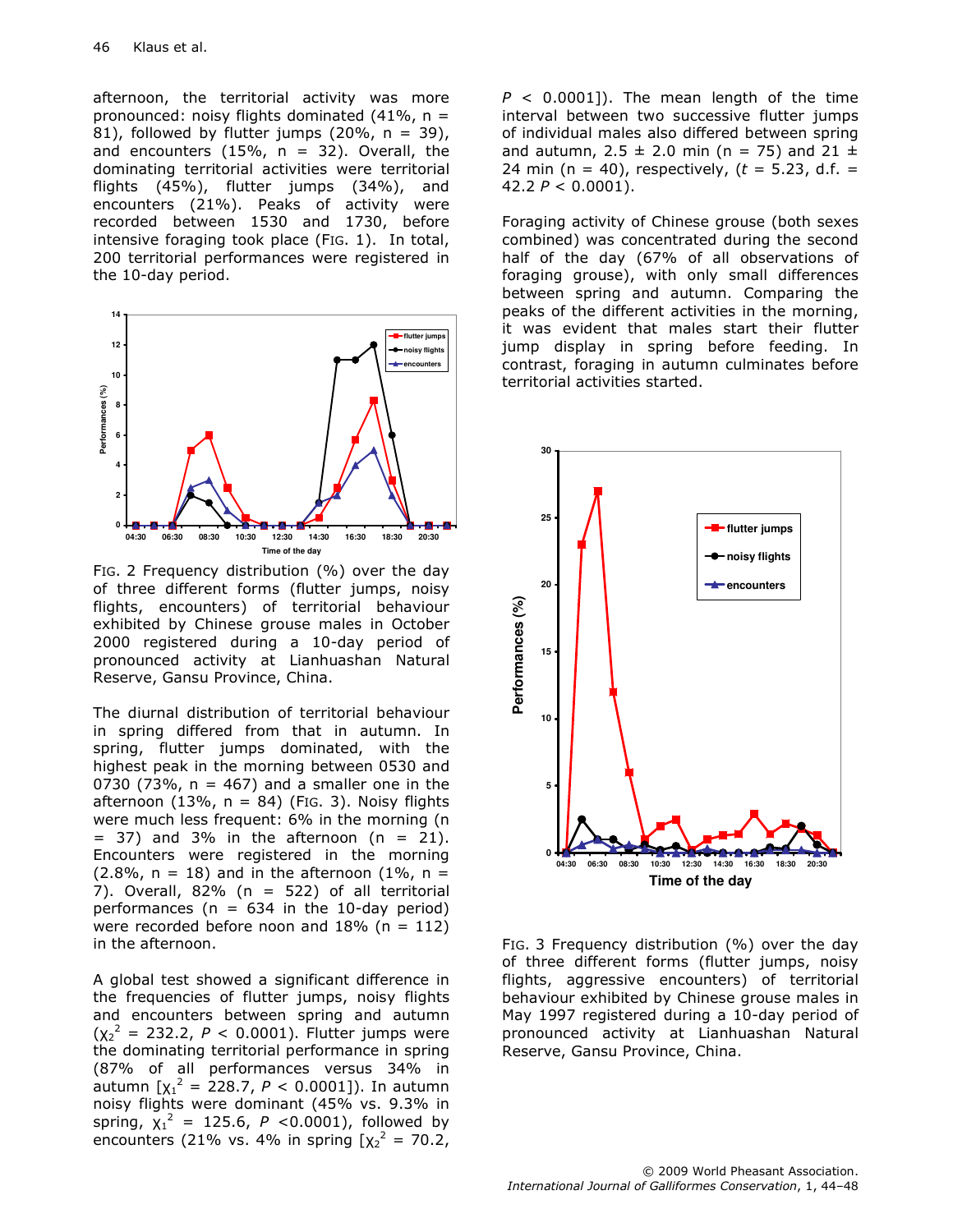afternoon, the territorial activity was more pronounced: noisy flights dominated (41%, n = 81), followed by flutter jumps (20%, n = 39), and encounters (15%, n = 32). Overall, the dominating territorial activities were territorial flights (45%), flutter jumps (34%), and encounters (21%). Peaks of activity were recorded between 1530 and 1730, before intensive foraging took place (FIG. 1). In total, 200 territorial performances were registered in the 10-day period.

FIG. 2 Frequency distribution (%) over the day of three different forms (flutter jumps, noisy flights, encounters) of territorial behaviour exhibited by Chinese grouse males in October 2000 registered during a 10-day period of pronounced activity at Lianhuashan Natural Reserve, Gansu Province, China.

The diurnal distribution of territorial behaviour in spring differed from that in autumn. In spring, flutter jumps dominated, with the highest peak in the morning between 0530 and 0730 (73%, n = 467) and a smaller one in the afternoon (13%, n = 84) (FIG. 3). Noisy flights were much less frequent: 6% in the morning (n = 37) and 3% in the afternoon (n = 21). Encounters were registered in the morning (2.8%, n = 18) and in the afternoon (1%, n = 7). Overall, 82% (n = 522) of all territorial performances (n = 634 in the 10-day period) were recorded before noon and 18% (n = 112) in the afternoon.

A global test showed a significant difference in the frequencies of flutter jumps, noisy flights and encounters between spring and autumn ($\chi_2^2$ = 232.2, $P$ < 0.0001). Flutter jumps were the dominating territorial performance in spring (87% of all performances versus 34% in autumn [$\chi_1^2$ = 228.7, $P$ < 0.0001]). In autumn noisy flights were dominant (45% vs. 9.3% in spring, $\chi_1^2$ = 125.6, $P$ <0.0001), followed by encounters (21% vs. 4% in spring [$\chi_2^2$ = 70.2, $P$ < 0.0001]). The mean length of the time interval between two successive flutter jumps of individual males also differed between spring and autumn, 2.5 ± 2.0 min (n = 75) and 21 ± 24 min (n = 40), respectively, ($t$ = 5.23, d.f. = 42.2 $P$ < 0.0001).

Foraging activity of Chinese grouse (both sexes combined) was concentrated during the second half of the day (67% of all observations of foraging grouse), with only small differences between spring and autumn. Comparing the peaks of the different activities in the morning, it was evident that males start their flutter jump display in spring before feeding. In contrast, foraging in autumn culminates before territorial activities started.

FIG. 3 Frequency distribution (%) over the day of three different forms (flutter jumps, noisy flights, aggressive encounters) of territorial behaviour exhibited by Chinese grouse males in May 1997 registered during a 10-day period of pronounced activity at Lianhuashan Natural Reserve, Gansu Province, China.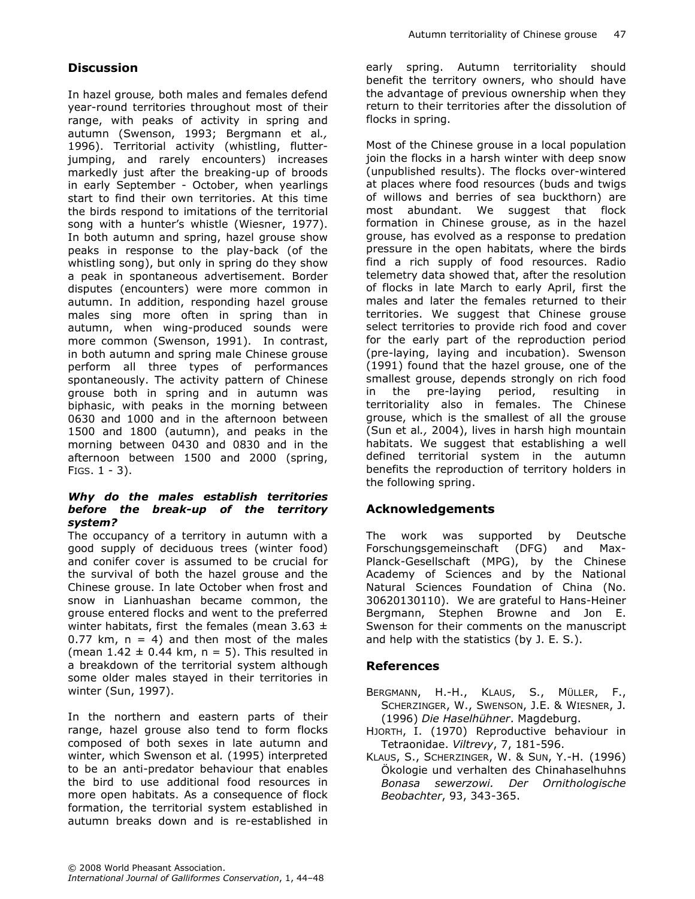## Discussion

In hazel grouse*,* both males and females defend year-round territories throughout most of their range, with peaks of activity in spring and autumn (Swenson, 1993; Bergmann et al*.,* 1996). Territorial activity (whistling, flutter-jumping, and rarely encounters) increases markedly just after the breaking-up of broods in early September - October, when yearlings start to find their own territories. At this time the birds respond to imitations of the territorial song with a hunter's whistle (Wiesner, 1977). In both autumn and spring, hazel grouse show peaks in response to the play-back (of the whistling song), but only in spring do they show a peak in spontaneous advertisement. Border disputes (encounters) were more common in autumn. In addition, responding hazel grouse males sing more often in spring than in autumn, when wing-produced sounds were more common (Swenson, 1991). In contrast, in both autumn and spring male Chinese grouse perform all three types of performances spontaneously. The activity pattern of Chinese grouse both in spring and in autumn was biphasic, with peaks in the morning between 0630 and 1000 and in the afternoon between 1500 and 1800 (autumn), and peaks in the morning between 0430 and 0830 and in the afternoon between 1500 and 2000 (spring, FIGS. 1 - 3).

### *Why do the males establish territories before the break-up of the territory system?*

The occupancy of a territory in autumn with a good supply of deciduous trees (winter food) and conifer cover is assumed to be crucial for the survival of both the hazel grouse and the Chinese grouse. In late October when frost and snow in Lianhuashan became common, the grouse entered flocks and went to the preferred winter habitats, first the females (mean 3.63 ± 0.77 km, n = 4) and then most of the males (mean 1.42 ± 0.44 km, n = 5). This resulted in a breakdown of the territorial system although some older males stayed in their territories in winter (Sun, 1997).

In the northern and eastern parts of their range, hazel grouse also tend to form flocks composed of both sexes in late autumn and winter, which Swenson et al*.* (1995) interpreted to be an anti-predator behaviour that enables the bird to use additional food resources in more open habitats. As a consequence of flock formation, the territorial system established in autumn breaks down and is re-established in early spring. Autumn territoriality should benefit the territory owners, who should have the advantage of previous ownership when they return to their territories after the dissolution of flocks in spring.

Most of the Chinese grouse in a local population join the flocks in a harsh winter with deep snow (unpublished results). The flocks over-wintered at places where food resources (buds and twigs of willows and berries of sea buckthorn) are most abundant. We suggest that flock formation in Chinese grouse, as in the hazel grouse, has evolved as a response to predation pressure in the open habitats, where the birds find a rich supply of food resources. Radio telemetry data showed that, after the resolution of flocks in late March to early April, first the males and later the females returned to their territories. We suggest that Chinese grouse select territories to provide rich food and cover for the early part of the reproduction period (pre-laying, laying and incubation). Swenson (1991) found that the hazel grouse, one of the smallest grouse, depends strongly on rich food in the pre-laying period, resulting in territoriality also in females. The Chinese grouse, which is the smallest of all the grouse (Sun et al*.,* 2004), lives in harsh high mountain habitats. We suggest that establishing a well defined territorial system in the autumn benefits the reproduction of territory holders in the following spring.

## Acknowledgements

The work was supported by Deutsche Forschungsgemeinschaft (DFG) and Max-Planck-Gesellschaft (MPG), by the Chinese Academy of Sciences and by the National Natural Sciences Foundation of China (No. 30620130110). We are grateful to Hans-Heiner Bergmann, Stephen Browne and Jon E. Swenson for their comments on the manuscript and help with the statistics (by J. E. S.).

## References

BERGMANN, H.-H., KLAUS, S., MÜLLER, F., SCHERZINGER, W., SWENSON, J.E. & WIESNER, J. (1996) *Die Haselhühner*. Magdeburg.

HJORTH, I. (1970) Reproductive behaviour in Tetraonidae. *Viltrevy*, 7, 181-596.

KLAUS, S., SCHERZINGER, W. & SUN, Y.-H. (1996) Ökologie und verhalten des Chinahaselhuhns *Bonasa sewerzowi. Der Ornithologische Beobachter*, 93, 343-365.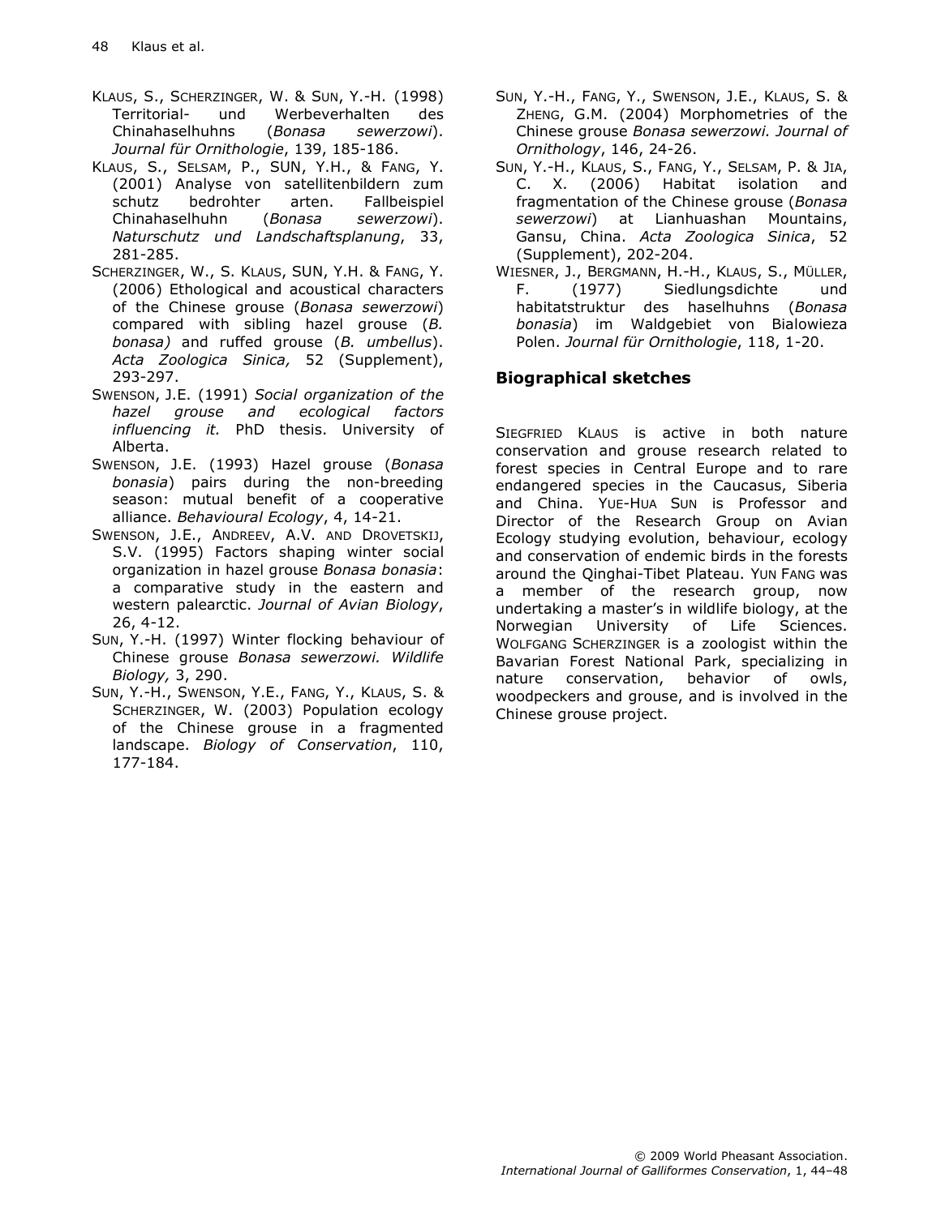Klaus, S., Scherzinger, W. & Sun, Y.-H. (1998) Territorial- und Werbeverhalten des Chinahaselhuhns (*Bonasa sewerzowi*). *Journal für Ornithologie*, 139, 185-186.

Klaus, S., Selsam, P., SUN, Y.H., & Fang, Y. (2001) Analyse von satellitenbildern zum schutz bedrohter arten. Fallbeispiel Chinahaselhuhn (*Bonasa sewerzowi*). *Naturschutz und Landschaftsplanung*, 33, 281-285.

Scherzinger, W., S. Klaus, SUN, Y.H. & Fang, Y. (2006) Ethological and acoustical characters of the Chinese grouse (*Bonasa sewerzowi*) compared with sibling hazel grouse (*B. bonasa)* and ruffed grouse (*B. umbellus*). *Acta Zoologica Sinica,* 52 (Supplement), 293-297.

Swenson, J.E. (1991) *Social organization of the hazel grouse and ecological factors influencing it.* PhD thesis. University of Alberta.

Swenson, J.E. (1993) Hazel grouse (*Bonasa bonasia*) pairs during the non-breeding season: mutual benefit of a cooperative alliance. *Behavioural Ecology*, 4, 14-21.

Swenson, J.E., Andreev, A.V. and Drovetskij, S.V. (1995) Factors shaping winter social organization in hazel grouse *Bonasa bonasia*: a comparative study in the eastern and western palearctic. *Journal of Avian Biology*, 26, 4-12.

Sun, Y.-H. (1997) Winter flocking behaviour of Chinese grouse *Bonasa sewerzowi. Wildlife Biology,* 3, 290.

Sun, Y.-H., Swenson, Y.E., Fang, Y., Klaus, S. & Scherzinger, W. (2003) Population ecology of the Chinese grouse in a fragmented landscape. *Biology of Conservation*, 110, 177-184.

Sun, Y.-H., Fang, Y., Swenson, J.E., Klaus, S. & Zheng, G.M. (2004) Morphometries of the Chinese grouse *Bonasa sewerzowi. Journal of Ornithology*, 146, 24-26.

Sun, Y.-H., Klaus, S., Fang, Y., Selsam, P. & Jia, C. X. (2006) Habitat isolation and fragmentation of the Chinese grouse (*Bonasa sewerzowi*) at Lianhuashan Mountains, Gansu, China. *Acta Zoologica Sinica*, 52 (Supplement), 202-204.

Wiesner, J., Bergmann, H.-H., Klaus, S., Müller, F. (1977) Siedlungsdichte und habitatstruktur des haselhuhns (*Bonasa bonasia*) im Waldgebiet von Bialowieza Polen. *Journal für Ornithologie*, 118, 1-20.

## Biographical sketches

Siegfried Klaus is active in both nature conservation and grouse research related to forest species in Central Europe and to rare endangered species in the Caucasus, Siberia and China. Yue-Hua Sun is Professor and Director of the Research Group on Avian Ecology studying evolution, behaviour, ecology and conservation of endemic birds in the forests around the Qinghai-Tibet Plateau. Yun Fang was a member of the research group, now undertaking a master's in wildlife biology, at the Norwegian University of Life Sciences. Wolfgang Scherzinger is a zoologist within the Bavarian Forest National Park, specializing in nature conservation, behavior of owls, woodpeckers and grouse, and is involved in the Chinese grouse project.